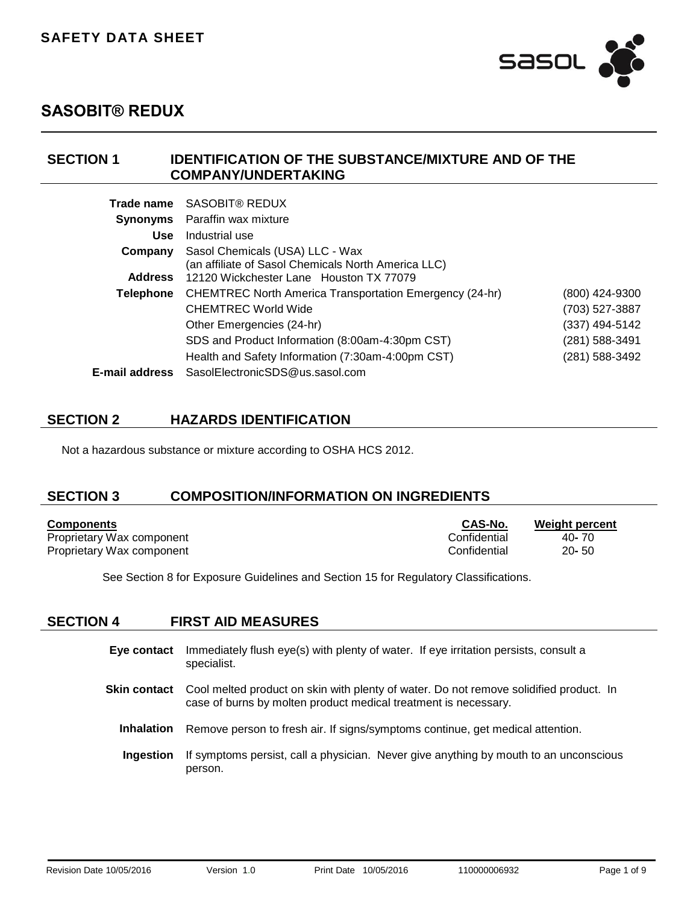**SAFETY DATA SHEET**

# SASOBIT® REDUX

## SECTION 1 IDENTIFICATION OF THE SUBSTANCE/MIXTURE AND OF THE COMPANY/UNDERTAKING

| | | |
|---|---|---|
| **Trade name** | SASOBIT® REDUX | |
| **Synonyms** | Paraffin wax mixture | |
| **Use** | Industrial use | |
| **Company** | Sasol Chemicals (USA) LLC - Wax (an affiliate of Sasol Chemicals North America LLC) | |
| **Address** | 12120 Wickchester Lane Houston TX 77079 | |
| **Telephone** | CHEMTREC North America Transportation Emergency (24-hr) | (800) 424-9300 |
| | CHEMTREC World Wide | (703) 527-3887 |
| | Other Emergencies (24-hr) | (337) 494-5142 |
| | SDS and Product Information (8:00am-4:30pm CST) | (281) 588-3491 |
| | Health and Safety Information (7:30am-4:00pm CST) | (281) 588-3492 |
| **E-mail address** | SasolElectronicSDS@us.sasol.com | |

## SECTION 2 HAZARDS IDENTIFICATION

Not a hazardous substance or mixture according to OSHA HCS 2012.

## SECTION 3 COMPOSITION/INFORMATION ON INGREDIENTS

| Components | CAS-No. | Weight percent |
|---|---|---|
| Proprietary Wax component | Confidential | 40- 70 |
| Proprietary Wax component | Confidential | 20- 50 |

See Section 8 for Exposure Guidelines and Section 15 for Regulatory Classifications.

## SECTION 4 FIRST AID MEASURES

**Eye contact** Immediately flush eye(s) with plenty of water. If eye irritation persists, consult a specialist.

**Skin contact** Cool melted product on skin with plenty of water. Do not remove solidified product. In case of burns by molten product medical treatment is necessary.

**Inhalation** Remove person to fresh air. If signs/symptoms continue, get medical attention.

**Ingestion** If symptoms persist, call a physician. Never give anything by mouth to an unconscious person.

Revision Date 10/05/2016 Version 1.0 Print Date 10/05/2016 110000006932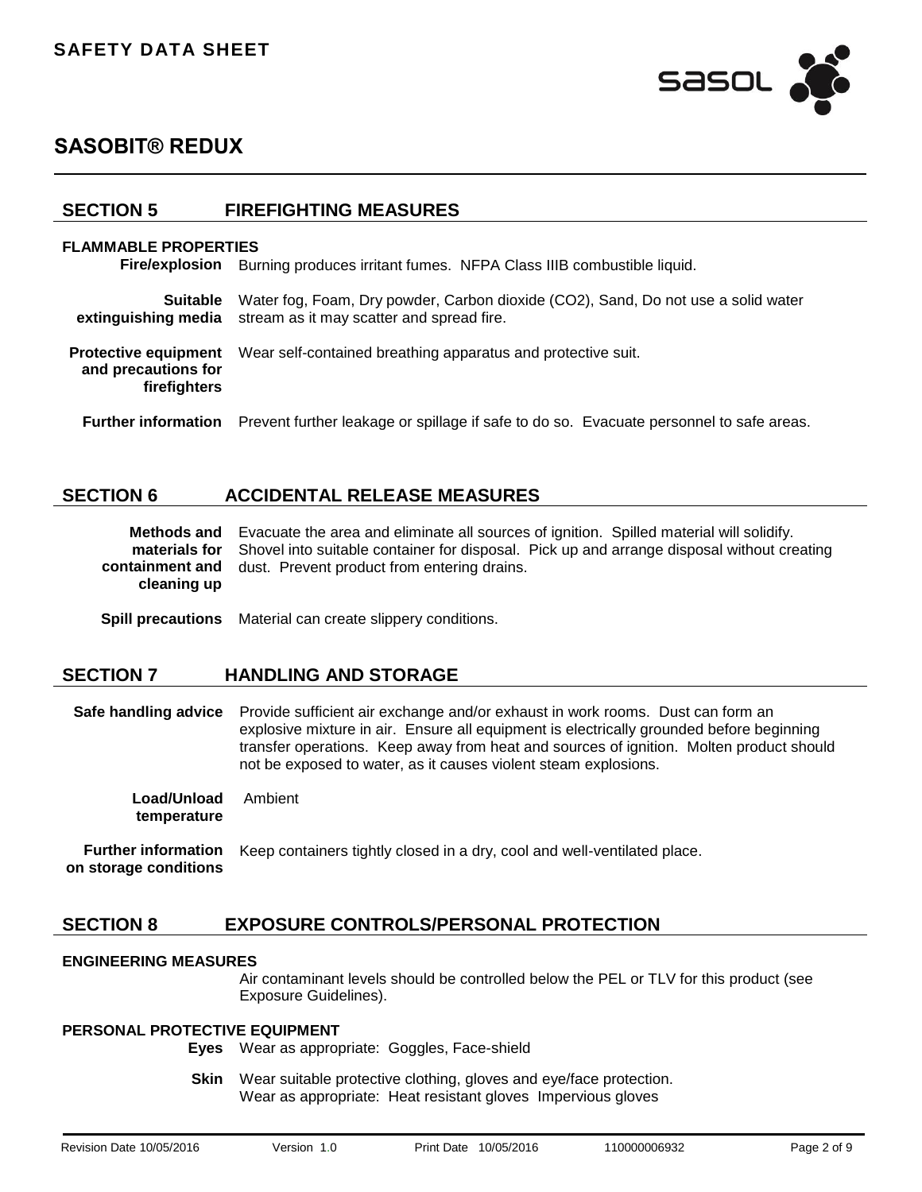## SECTION 5 FIREFIGHTING MEASURES

### FLAMMABLE PROPERTIES

**Fire/explosion** Burning produces irritant fumes. NFPA Class IIIB combustible liquid.

**Suitable extinguishing media** Water fog, Foam, Dry powder, Carbon dioxide ($CO_2$), Sand, Do not use a solid water stream as it may scatter and spread fire.

**Protective equipment and precautions for firefighters** Wear self-contained breathing apparatus and protective suit.

**Further information** Prevent further leakage or spillage if safe to do so. Evacuate personnel to safe areas.

## SECTION 6 ACCIDENTAL RELEASE MEASURES

**Methods and materials for containment and cleaning up** Evacuate the area and eliminate all sources of ignition. Spilled material will solidify. Shovel into suitable container for disposal. Pick up and arrange disposal without creating dust. Prevent product from entering drains.

**Spill precautions** Material can create slippery conditions.

## SECTION 7 HANDLING AND STORAGE

**Safe handling advice** Provide sufficient air exchange and/or exhaust in work rooms. Dust can form an explosive mixture in air. Ensure all equipment is electrically grounded before beginning transfer operations. Keep away from heat and sources of ignition. Molten product should not be exposed to water, as it causes violent steam explosions.

**Load/Unload temperature** Ambient

**Further information on storage conditions** Keep containers tightly closed in a dry, cool and well-ventilated place.

## SECTION 8 EXPOSURE CONTROLS/PERSONAL PROTECTION

### ENGINEERING MEASURES

Air contaminant levels should be controlled below the PEL or TLV for this product (see Exposure Guidelines).

### PERSONAL PROTECTIVE EQUIPMENT

**Eyes** Wear as appropriate: Goggles, Face-shield

**Skin** Wear suitable protective clothing, gloves and eye/face protection.
Wear as appropriate: Heat resistant gloves Impervious gloves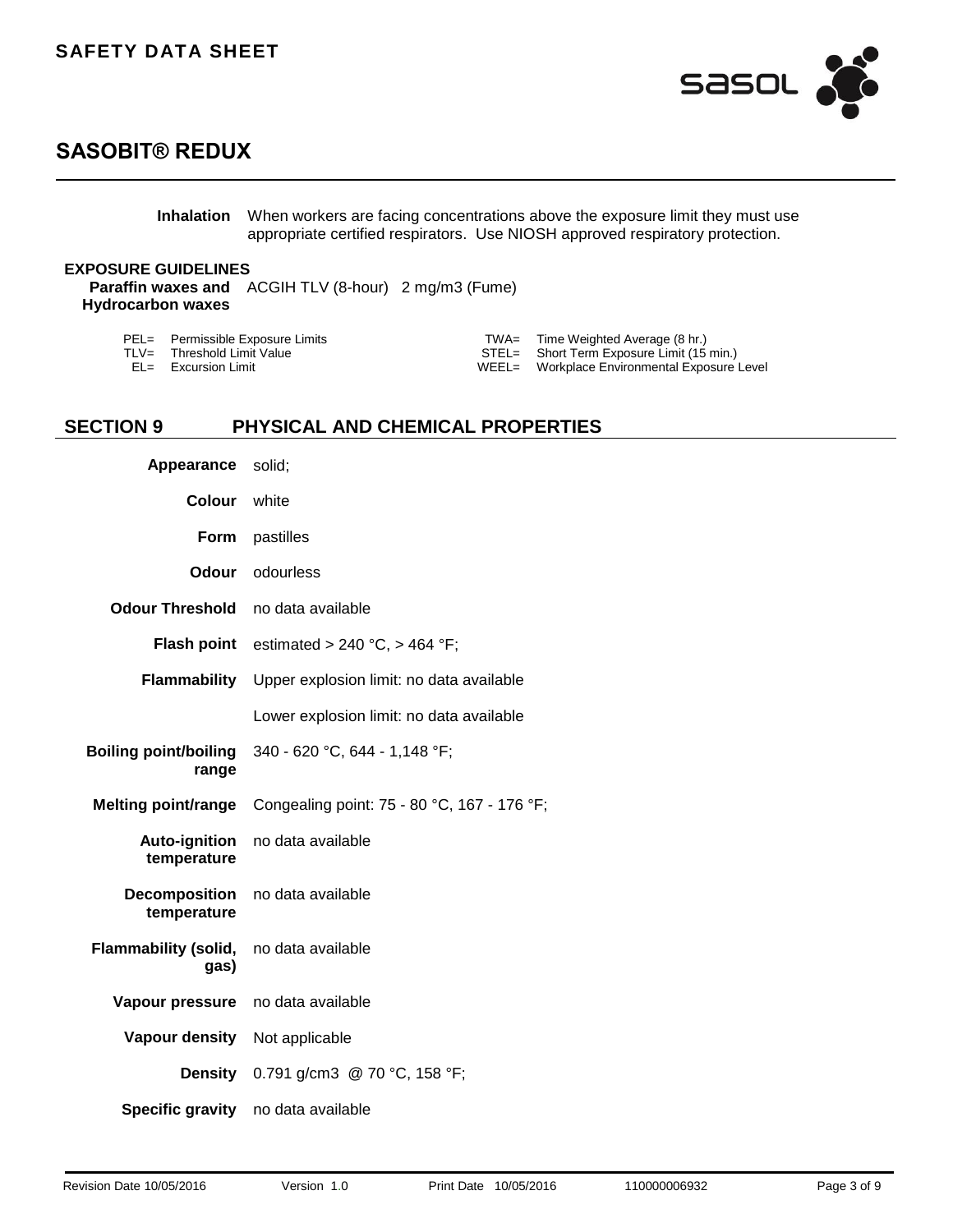**Inhalation** When workers are facing concentrations above the exposure limit they must use appropriate certified respirators. Use NIOSH approved respiratory protection.

**EXPOSURE GUIDELINES**

| | | |
|---|---|---|
| **Paraffin waxes and Hydrocarbon waxes** | ACGIH TLV (8-hour) | 2 mg/m3 (Fume) |

| | | | |
|---|---|---|---|
| PEL= | Permissible Exposure Limits | TWA= | Time Weighted Average (8 hr.) |
| TLV= | Threshold Limit Value | STEL= | Short Term Exposure Limit (15 min.) |
| EL= | Excursion Limit | WEEL= | Workplace Environmental Exposure Level |

## SECTION 9 PHYSICAL AND CHEMICAL PROPERTIES

| | |
|---|---|
| **Appearance** | solid; |
| **Colour** | white |
| **Form** | pastilles |
| **Odour** | odourless |
| **Odour Threshold** | no data available |
| **Flash point** | estimated > 240 °C, > 464 °F; |
| **Flammability** | Upper explosion limit: no data available |
| | Lower explosion limit: no data available |
| **Boiling point/boiling range** | 340 - 620 °C, 644 - 1,148 °F; |
| **Melting point/range** | Congealing point: 75 - 80 °C, 167 - 176 °F; |
| **Auto-ignition temperature** | no data available |
| **Decomposition temperature** | no data available |
| **Flammability (solid, gas)** | no data available |
| **Vapour pressure** | no data available |
| **Vapour density** | Not applicable |
| **Density** | 0.791 g/cm3 @ 70 °C, 158 °F; |
| **Specific gravity** | no data available |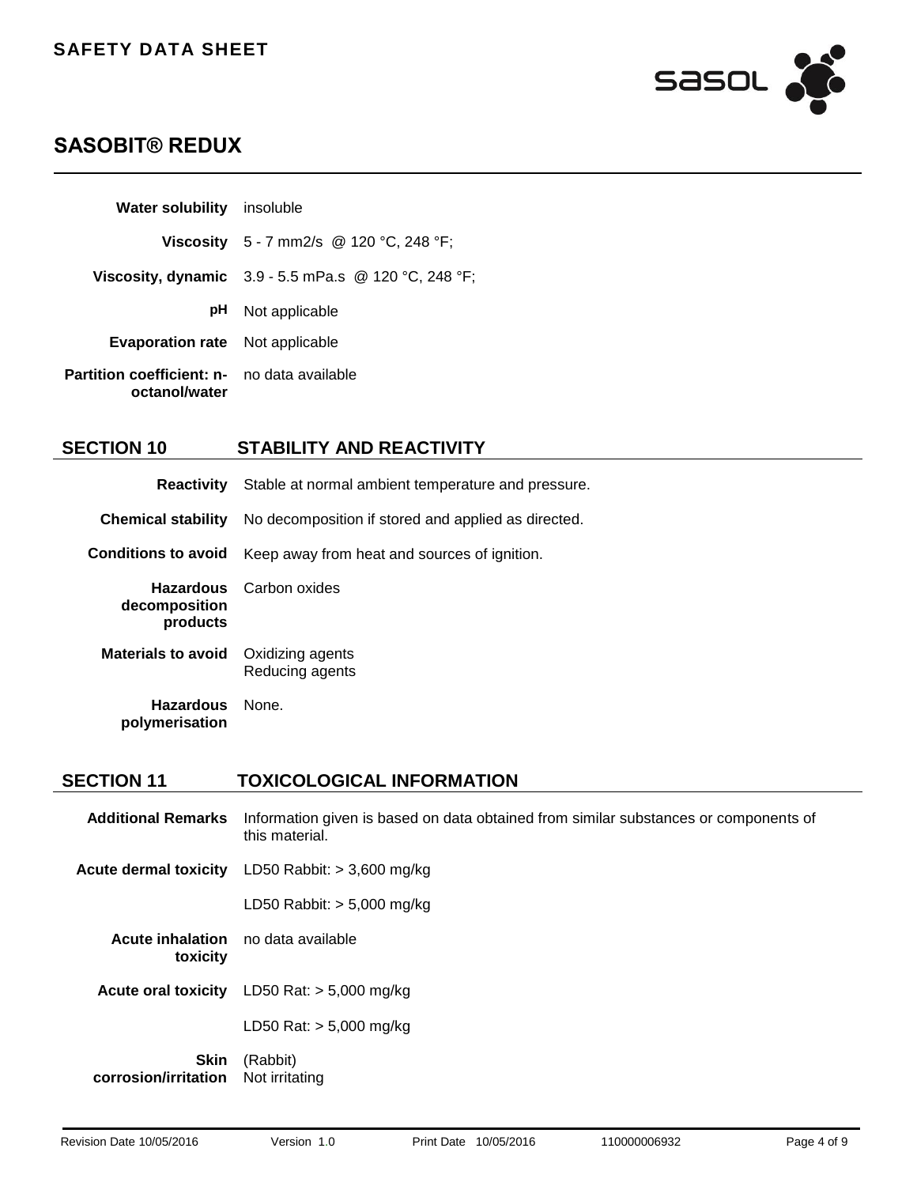| | |
|---|---|
| **Water solubility** | insoluble |
| **Viscosity** | 5 - 7 mm2/s @ 120 °C, 248 °F; |
| **Viscosity, dynamic** | 3.9 - 5.5 mPa.s @ 120 °C, 248 °F; |
| **pH** | Not applicable |
| **Evaporation rate** | Not applicable |
| **Partition coefficient: n-octanol/water** | no data available |

## SECTION 10 STABILITY AND REACTIVITY

| | |
|---|---|
| **Reactivity** | Stable at normal ambient temperature and pressure. |
| **Chemical stability** | No decomposition if stored and applied as directed. |
| **Conditions to avoid** | Keep away from heat and sources of ignition. |
| **Hazardous decomposition products** | Carbon oxides |
| **Materials to avoid** | Oxidizing agents<br>Reducing agents |
| **Hazardous polymerisation** | None. |

## SECTION 11 TOXICOLOGICAL INFORMATION

| | |
|---|---|
| **Additional Remarks** | Information given is based on data obtained from similar substances or components of this material. |
| **Acute dermal toxicity** | LD50 Rabbit: > 3,600 mg/kg |
| | LD50 Rabbit: > 5,000 mg/kg |
| **Acute inhalation toxicity** | no data available |
| **Acute oral toxicity** | LD50 Rat: > 5,000 mg/kg |
| | LD50 Rat: > 5,000 mg/kg |
| **Skin corrosion/irritation** | (Rabbit)<br>Not irritating |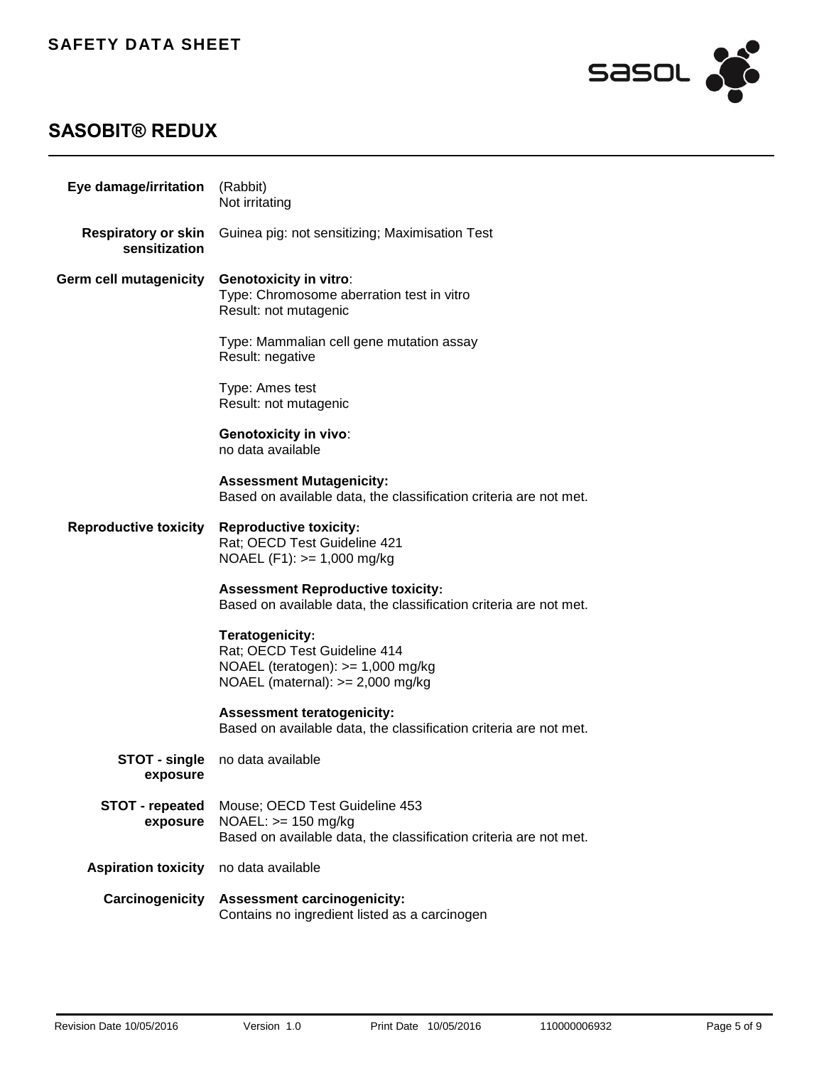| | |
|---|---|
| **Eye damage/irritation** | (Rabbit)<br>Not irritating |
| **Respiratory or skin sensitization** | Guinea pig: not sensitizing; Maximisation Test |
| **Germ cell mutagenicity** | **Genotoxicity in vitro**:<br>Type: Chromosome aberration test in vitro<br>Result: not mutagenic<br><br>Type: Mammalian cell gene mutation assay<br>Result: negative<br><br>Type: Ames test<br>Result: not mutagenic<br><br>**Genotoxicity in vivo**:<br>no data available<br><br>**Assessment Mutagenicity:**<br>Based on available data, the classification criteria are not met. |
| **Reproductive toxicity** | **Reproductive toxicity:**<br>Rat; OECD Test Guideline 421<br>NOAEL (F1): >= 1,000 mg/kg<br><br>**Assessment Reproductive toxicity:**<br>Based on available data, the classification criteria are not met.<br><br>**Teratogenicity:**<br>Rat; OECD Test Guideline 414<br>NOAEL (teratogen): >= 1,000 mg/kg<br>NOAEL (maternal): >= 2,000 mg/kg<br><br>**Assessment teratogenicity:**<br>Based on available data, the classification criteria are not met. |
| **STOT - single exposure** | no data available |
| **STOT - repeated exposure** | Mouse; OECD Test Guideline 453<br>NOAEL: >= 150 mg/kg<br>Based on available data, the classification criteria are not met. |
| **Aspiration toxicity** | no data available |
| **Carcinogenicity** | **Assessment carcinogenicity:**<br>Contains no ingredient listed as a carcinogen |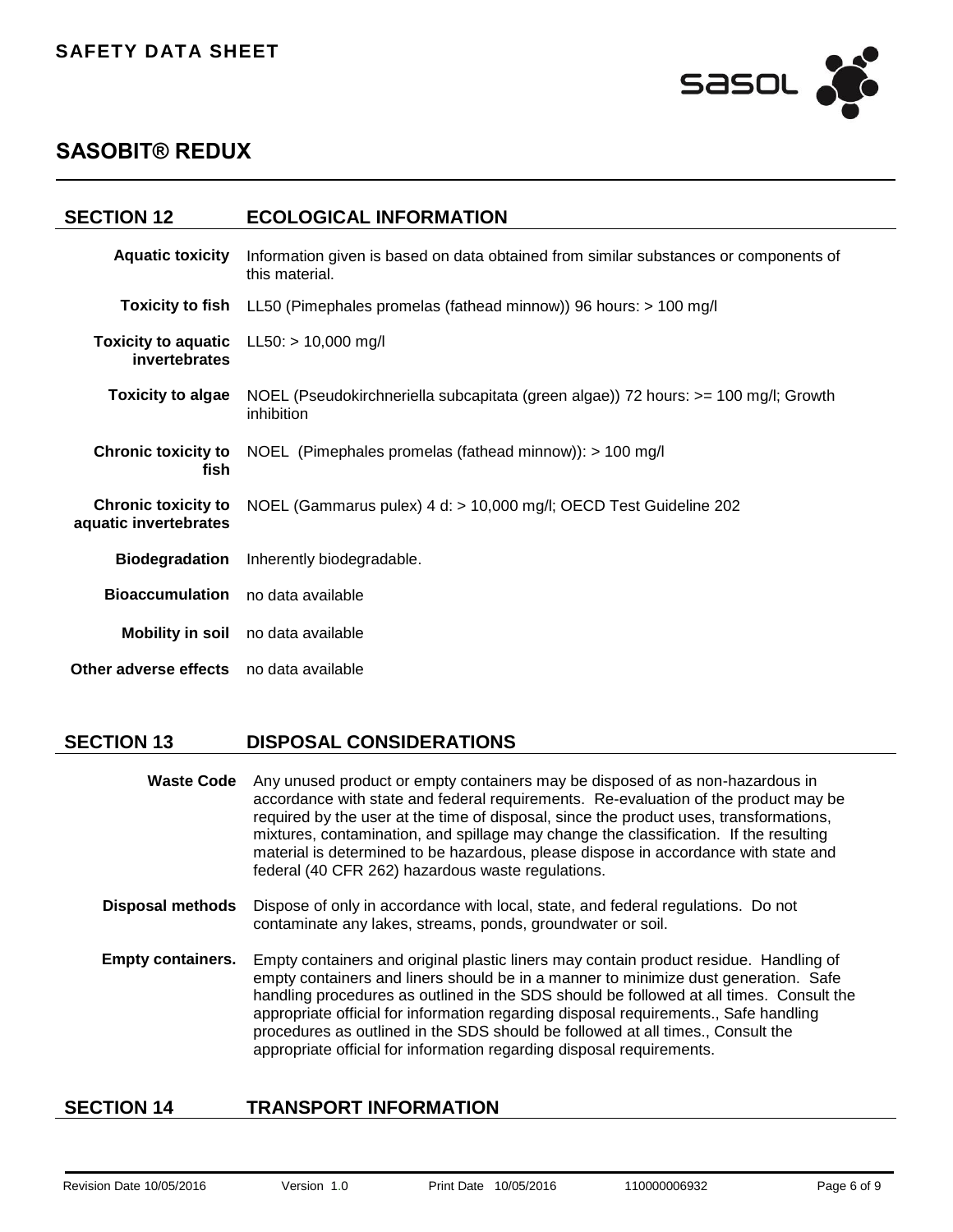## SECTION 12 ECOLOGICAL INFORMATION

| | |
|---|---|
| **Aquatic toxicity** | Information given is based on data obtained from similar substances or components of this material. |
| **Toxicity to fish** | LL50 (Pimephales promelas (fathead minnow)) 96 hours: > 100 mg/l |
| **Toxicity to aquatic invertebrates** | LL50: > 10,000 mg/l |
| **Toxicity to algae** | NOEL (Pseudokirchneriella subcapitata (green algae)) 72 hours: >= 100 mg/l; Growth inhibition |
| **Chronic toxicity to fish** | NOEL (Pimephales promelas (fathead minnow)): > 100 mg/l |
| **Chronic toxicity to aquatic invertebrates** | NOEL (Gammarus pulex) 4 d: > 10,000 mg/l; OECD Test Guideline 202 |
| **Biodegradation** | Inherently biodegradable. |
| **Bioaccumulation** | no data available |
| **Mobility in soil** | no data available |
| **Other adverse effects** | no data available |

## SECTION 13 DISPOSAL CONSIDERATIONS

| | |
|---|---|
| **Waste Code** | Any unused product or empty containers may be disposed of as non-hazardous in accordance with state and federal requirements. Re-evaluation of the product may be required by the user at the time of disposal, since the product uses, transformations, mixtures, contamination, and spillage may change the classification. If the resulting material is determined to be hazardous, please dispose in accordance with state and federal (40 CFR 262) hazardous waste regulations. |
| **Disposal methods** | Dispose of only in accordance with local, state, and federal regulations. Do not contaminate any lakes, streams, ponds, groundwater or soil. |
| **Empty containers.** | Empty containers and original plastic liners may contain product residue. Handling of empty containers and liners should be in a manner to minimize dust generation. Safe handling procedures as outlined in the SDS should be followed at all times. Consult the appropriate official for information regarding disposal requirements., Safe handling procedures as outlined in the SDS should be followed at all times., Consult the appropriate official for information regarding disposal requirements. |

## SECTION 14 TRANSPORT INFORMATION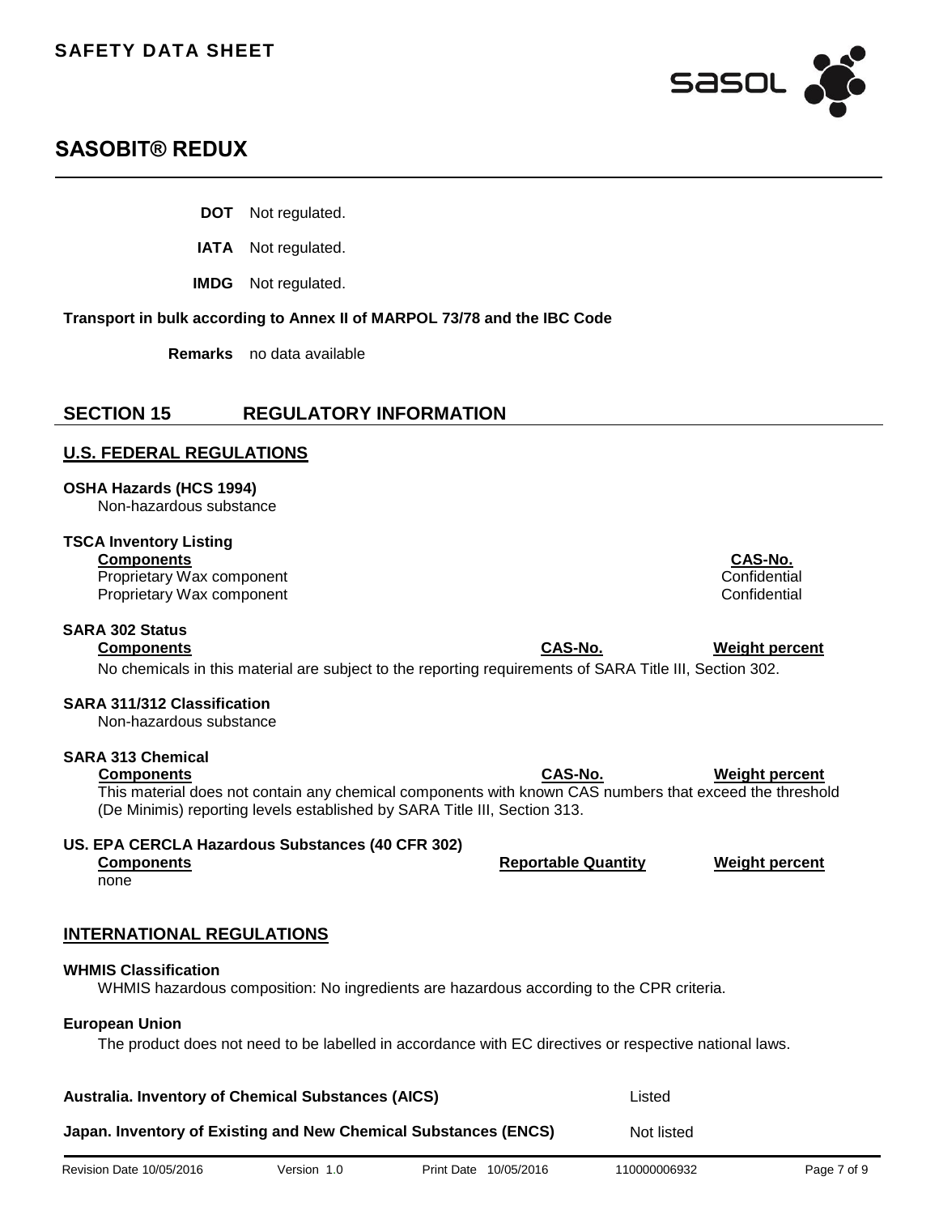**DOT** Not regulated.

**IATA** Not regulated.

**IMDG** Not regulated.

**Transport in bulk according to Annex II of MARPOL 73/78 and the IBC Code**

**Remarks** no data available

## SECTION 15 REGULATORY INFORMATION

### U.S. FEDERAL REGULATIONS

**OSHA Hazards (HCS 1994)**

Non-hazardous substance

**TSCA Inventory Listing**

| Components | CAS-No. |
|---|---|
| Proprietary Wax component | Confidential |
| Proprietary Wax component | Confidential |

**SARA 302 Status**

| Components | CAS-No. | Weight percent |
|---|---|---|

No chemicals in this material are subject to the reporting requirements of SARA Title III, Section 302.

**SARA 311/312 Classification**

Non-hazardous substance

**SARA 313 Chemical**

| Components | CAS-No. | Weight percent |
|---|---|---|

This material does not contain any chemical components with known CAS numbers that exceed the threshold (De Minimis) reporting levels established by SARA Title III, Section 313.

**US. EPA CERCLA Hazardous Substances (40 CFR 302)**

| Components | Reportable Quantity | Weight percent |
|---|---|---|
| none | | |

### INTERNATIONAL REGULATIONS

**WHMIS Classification**

WHMIS hazardous composition: No ingredients are hazardous according to the CPR criteria.

**European Union**

The product does not need to be labelled in accordance with EC directives or respective national laws.

| | |
|---|---|
| **Australia. Inventory of Chemical Substances (AICS)** | Listed |
| **Japan. Inventory of Existing and New Chemical Substances (ENCS)** | Not listed |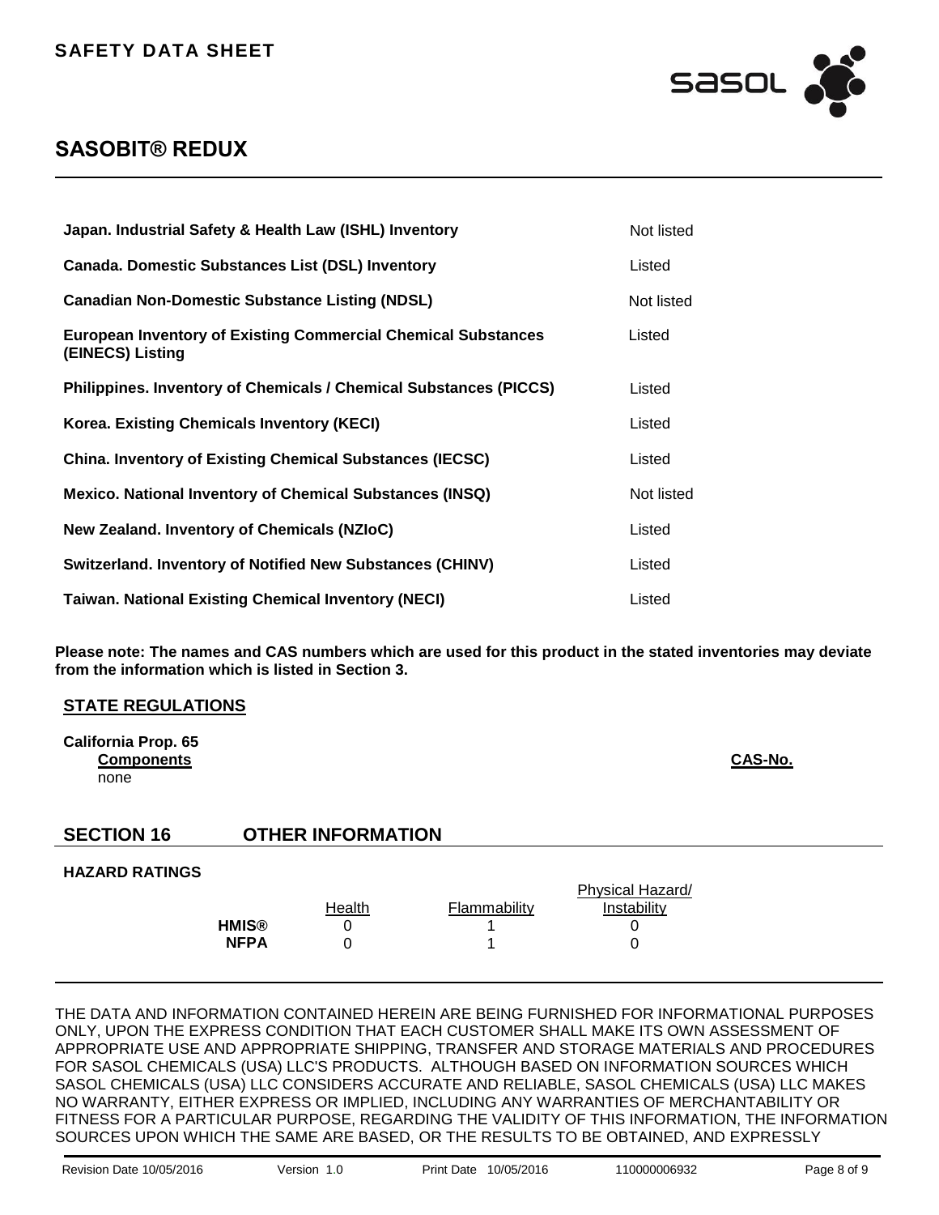| Inventory | Status |
| --- | --- |
| **Japan. Industrial Safety & Health Law (ISHL) Inventory** | Not listed |
| **Canada. Domestic Substances List (DSL) Inventory** | Listed |
| **Canadian Non-Domestic Substance Listing (NDSL)** | Not listed |
| **European Inventory of Existing Commercial Chemical Substances (EINECS) Listing** | Listed |
| **Philippines. Inventory of Chemicals / Chemical Substances (PICCS)** | Listed |
| **Korea. Existing Chemicals Inventory (KECI)** | Listed |
| **China. Inventory of Existing Chemical Substances (IECSC)** | Listed |
| **Mexico. National Inventory of Chemical Substances (INSQ)** | Not listed |
| **New Zealand. Inventory of Chemicals (NZIoC)** | Listed |
| **Switzerland. Inventory of Notified New Substances (CHINV)** | Listed |
| **Taiwan. National Existing Chemical Inventory (NECI)** | Listed |

**Please note: The names and CAS numbers which are used for this product in the stated inventories may deviate from the information which is listed in Section 3.**

### STATE REGULATIONS

**California Prop. 65**

| Components | CAS-No. |
| --- | --- |
| none | |

## SECTION 16 OTHER INFORMATION

**HAZARD RATINGS**

| | Health | Flammability | Physical Hazard/ Instability |
| --- | --- | --- | --- |
| **HMIS®** | 0 | 1 | 0 |
| **NFPA** | 0 | 1 | 0 |

THE DATA AND INFORMATION CONTAINED HEREIN ARE BEING FURNISHED FOR INFORMATIONAL PURPOSES ONLY, UPON THE EXPRESS CONDITION THAT EACH CUSTOMER SHALL MAKE ITS OWN ASSESSMENT OF APPROPRIATE USE AND APPROPRIATE SHIPPING, TRANSFER AND STORAGE MATERIALS AND PROCEDURES FOR SASOL CHEMICALS (USA) LLC'S PRODUCTS. ALTHOUGH BASED ON INFORMATION SOURCES WHICH SASOL CHEMICALS (USA) LLC CONSIDERS ACCURATE AND RELIABLE, SASOL CHEMICALS (USA) LLC MAKES NO WARRANTY, EITHER EXPRESS OR IMPLIED, INCLUDING ANY WARRANTIES OF MERCHANTABILITY OR FITNESS FOR A PARTICULAR PURPOSE, REGARDING THE VALIDITY OF THIS INFORMATION, THE INFORMATION SOURCES UPON WHICH THE SAME ARE BASED, OR THE RESULTS TO BE OBTAINED, AND EXPRESSLY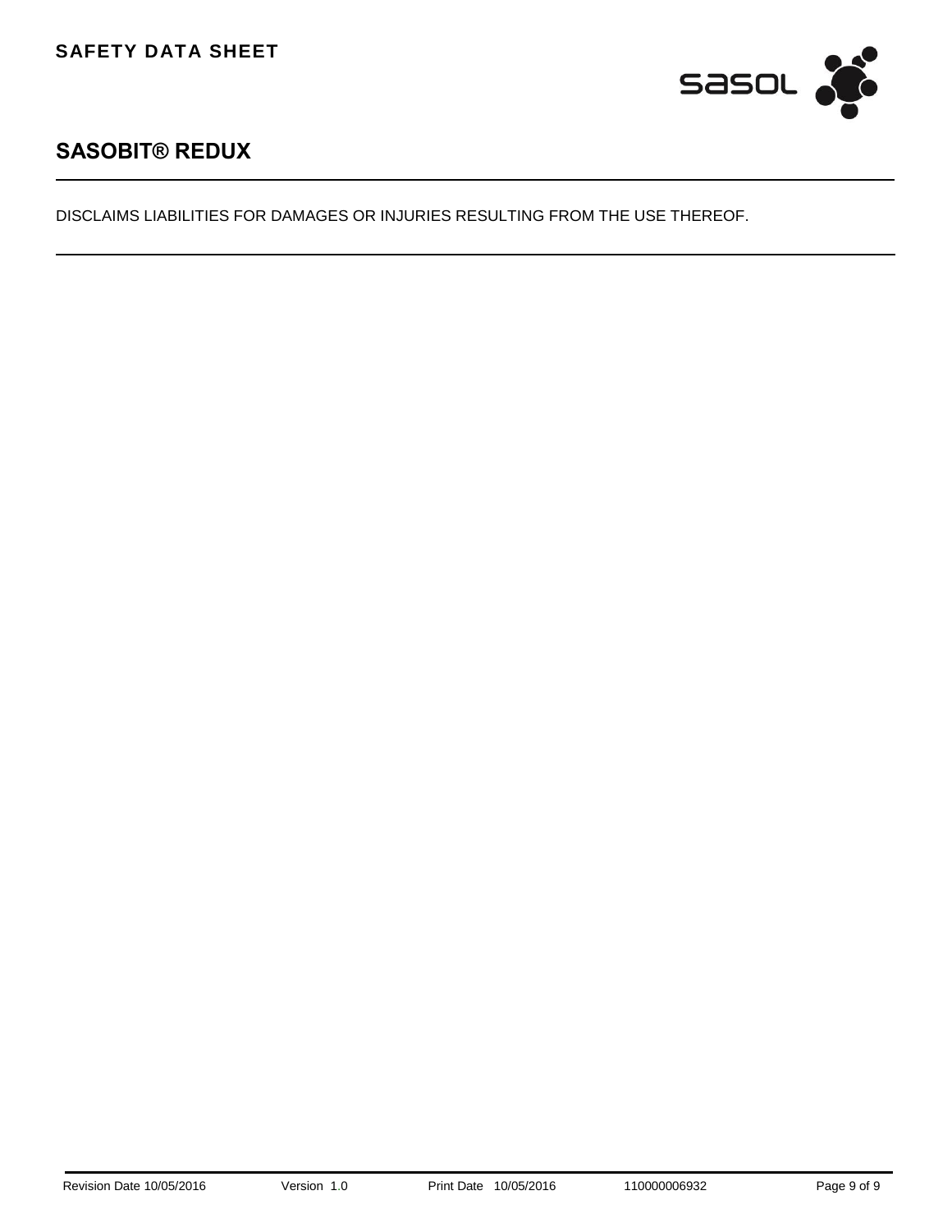DISCLAIMS LIABILITIES FOR DAMAGES OR INJURIES RESULTING FROM THE USE THEREOF.